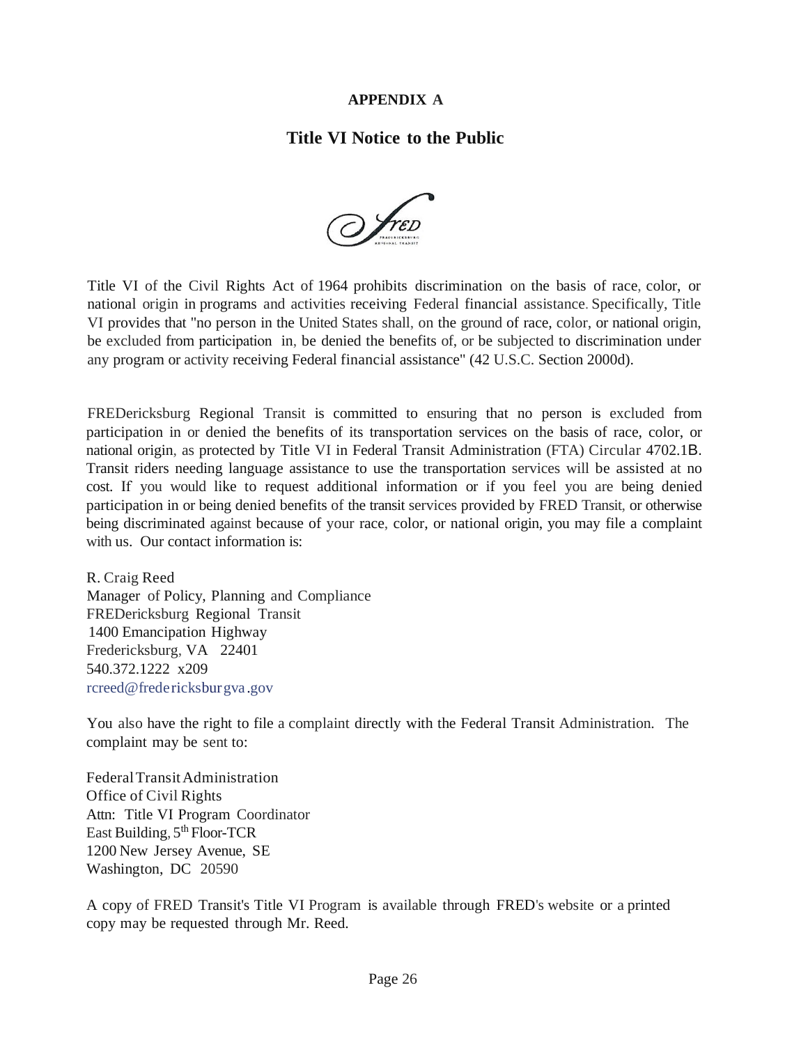**APPENDIX A**

## Title VI Notice to the Public

Title VI of the Civil Rights Act of 1964 prohibits discrimination on the basis of race, color, or national origin in programs and activities receiving Federal financial assistance. Specifically, Title VI provides that "no person in the United States shall, on the ground of race, color, or national origin, be excluded from participation in, be denied the benefits of, or be subjected to discrimination under any program or activity receiving Federal financial assistance" (42 U.S.C. Section 2000d).

FREDericksburg Regional Transit is committed to ensuring that no person is excluded from participation in or denied the benefits of its transportation services on the basis of race, color, or national origin, as protected by Title VI in Federal Transit Administration (FTA) Circular 4702.1B. Transit riders needing language assistance to use the transportation services will be assisted at no cost. If you would like to request additional information or if you feel you are being denied participation in or being denied benefits of the transit services provided by FRED Transit, or otherwise being discriminated against because of your race, color, or national origin, you may file a complaint with us. Our contact information is:

R. Craig Reed
Manager of Policy, Planning and Compliance
FREDericksburg Regional Transit
1400 Emancipation Highway
Fredericksburg, VA 22401
540.372.1222 x209
rcreed@fredericksburgva.gov

You also have the right to file a complaint directly with the Federal Transit Administration. The complaint may be sent to:

Federal Transit Administration
Office of Civil Rights
Attn: Title VI Program Coordinator
East Building, 5th Floor-TCR
1200 New Jersey Avenue, SE
Washington, DC 20590

A copy of FRED Transit's Title VI Program is available through FRED's website or a printed copy may be requested through Mr. Reed.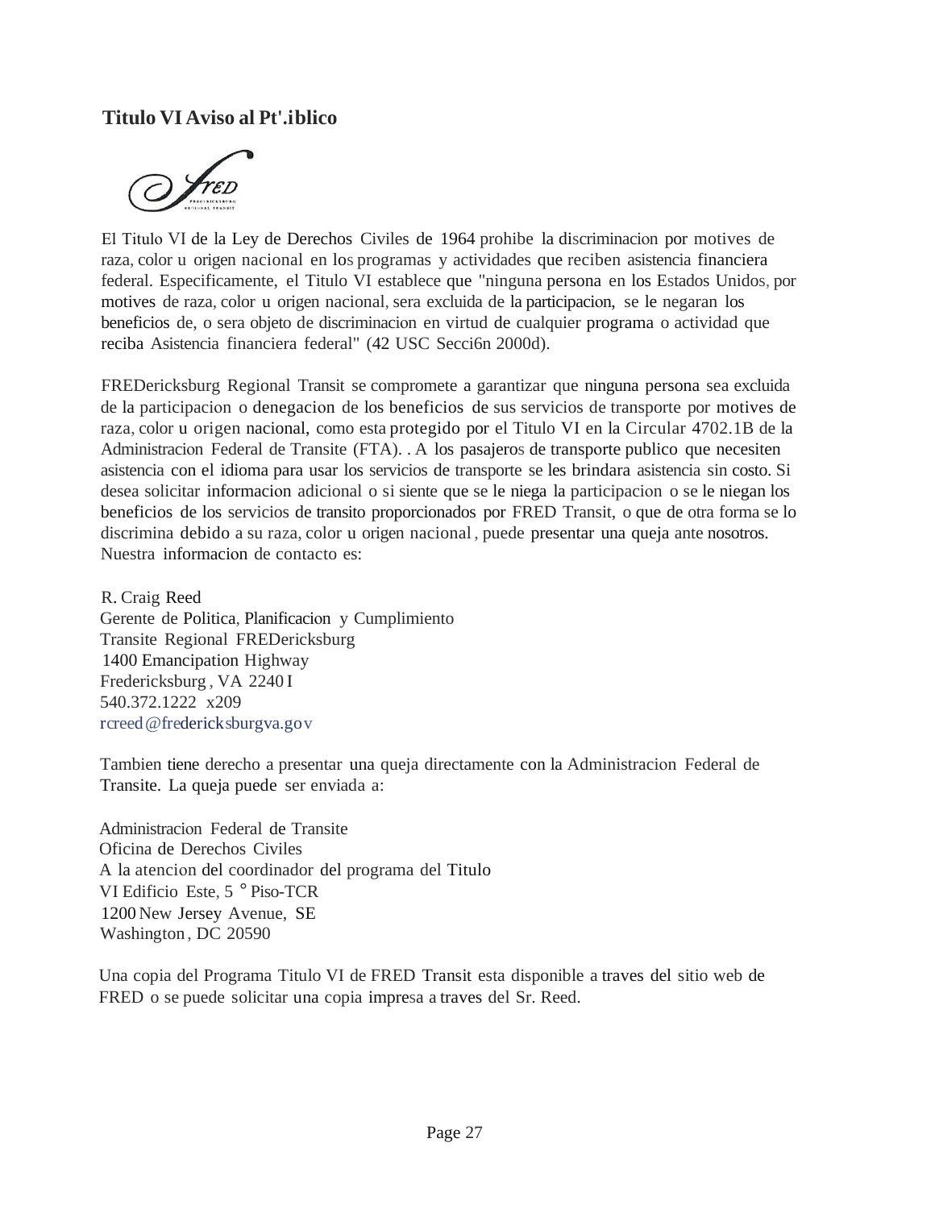## Titulo VI Aviso al Pt'.iblico

El Titulo VI de la Ley de Derechos Civiles de 1964 prohibe la discriminacion por motives de raza, color u origen nacional en los programas y actividades que reciben asistencia financiera federal. Especificamente, el Titulo VI establece que "ninguna persona en los Estados Unidos, por motives de raza, color u origen nacional, sera excluida de la participacion, se le negaran los beneficios de, o sera objeto de discriminacion en virtud de cualquier programa o actividad que reciba Asistencia financiera federal" (42 USC Secci6n 2000d).

FREDericksburg Regional Transit se compromete a garantizar que ninguna persona sea excluida de la participacion o denegacion de los beneficios de sus servicios de transporte por motives de raza, color u origen nacional, como esta protegido por el Titulo VI en la Circular 4702.1B de la Administracion Federal de Transite (FTA). . A los pasajeros de transporte publico que necesiten asistencia con el idioma para usar los servicios de transporte se les brindara asistencia sin costo. Si desea solicitar informacion adicional o si siente que se le niega la participacion o se le niegan los beneficios de los servicios de transito proporcionados por FRED Transit, o que de otra forma se lo discrimina debido a su raza, color u origen nacional, puede presentar una queja ante nosotros. Nuestra informacion de contacto es:

R. Craig Reed
Gerente de Politica, Planificacion y Cumplimiento
Transite Regional FREDericksburg
1400 Emancipation Highway
Fredericksburg, VA 2240I
540.372.1222 x209
rcreed@fredericksburgva.gov

Tambien tiene derecho a presentar una queja directamente con la Administracion Federal de Transite. La queja puede ser enviada a:

Administracion Federal de Transite
Oficina de Derechos Civiles
A la atencion del coordinador del programa del Titulo
VI Edificio Este, 5 ° Piso-TCR
1200 New Jersey Avenue, SE
Washington, DC 20590

Una copia del Programa Titulo VI de FRED Transit esta disponible a traves del sitio web de FRED o se puede solicitar una copia impresa a traves del Sr. Reed.